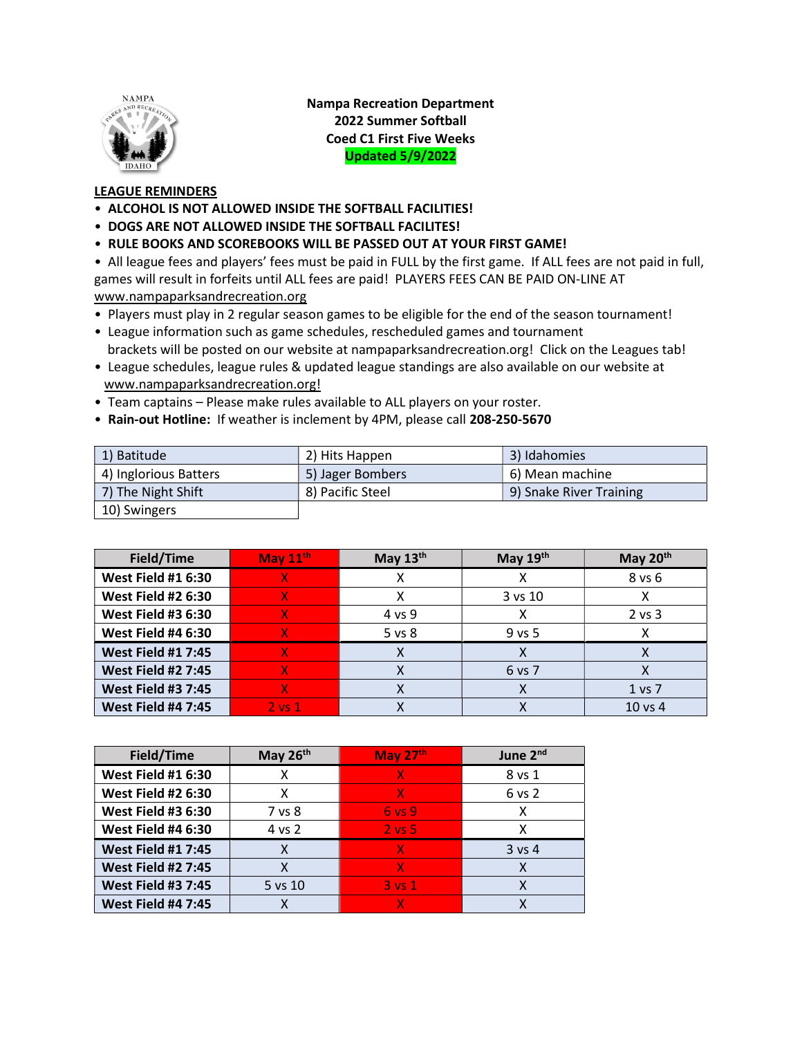# Nampa Recreation Department
## 2022 Summer Softball
## Coed C1 First Five Weeks
**Updated 5/9/2022**

**LEAGUE REMINDERS**

- **ALCOHOL IS NOT ALLOWED INSIDE THE SOFTBALL FACILITIES!**
- **DOGS ARE NOT ALLOWED INSIDE THE SOFTBALL FACILITES!**
- **RULE BOOKS AND SCOREBOOKS WILL BE PASSED OUT AT YOUR FIRST GAME!**
- All league fees and players' fees must be paid in FULL by the first game. If ALL fees are not paid in full, games will result in forfeits until ALL fees are paid! PLAYERS FEES CAN BE PAID ON-LINE AT www.nampaparksandrecreation.org
- Players must play in 2 regular season games to be eligible for the end of the season tournament!
- League information such as game schedules, rescheduled games and tournament brackets will be posted on our website at nampaparksandrecreation.org! Click on the Leagues tab!
- League schedules, league rules & updated league standings are also available on our website at www.nampaparksandrecreation.org!
- Team captains – Please make rules available to ALL players on your roster.
- **Rain-out Hotline:** If weather is inclement by 4PM, please call **208-250-5670**

| 1) Batitude | 2) Hits Happen | 3) Idahomies |
|---|---|---|
| 4) Inglorious Batters | 5) Jager Bombers | 6) Mean machine |
| 7) The Night Shift | 8) Pacific Steel | 9) Snake River Training |
| 10) Swingers | | |

| Field/Time | May 11th | May 13th | May 19th | May 20th |
|---|---|---|---|---|
| West Field #1 6:30 | X | X | X | 8 vs 6 |
| West Field #2 6:30 | X | X | 3 vs 10 | X |
| West Field #3 6:30 | X | 4 vs 9 | X | 2 vs 3 |
| West Field #4 6:30 | X | 5 vs 8 | 9 vs 5 | X |
| West Field #1 7:45 | X | X | X | X |
| West Field #2 7:45 | X | X | 6 vs 7 | X |
| West Field #3 7:45 | X | X | X | 1 vs 7 |
| West Field #4 7:45 | 2 vs 1 | X | X | 10 vs 4 |

| Field/Time | May 26th | May 27th | June 2nd |
|---|---|---|---|
| West Field #1 6:30 | X | X | 8 vs 1 |
| West Field #2 6:30 | X | X | 6 vs 2 |
| West Field #3 6:30 | 7 vs 8 | 6 vs 9 | X |
| West Field #4 6:30 | 4 vs 2 | 2 vs 5 | X |
| West Field #1 7:45 | X | X | 3 vs 4 |
| West Field #2 7:45 | X | X | X |
| West Field #3 7:45 | 5 vs 10 | 3 vs 1 | X |
| West Field #4 7:45 | X | X | X |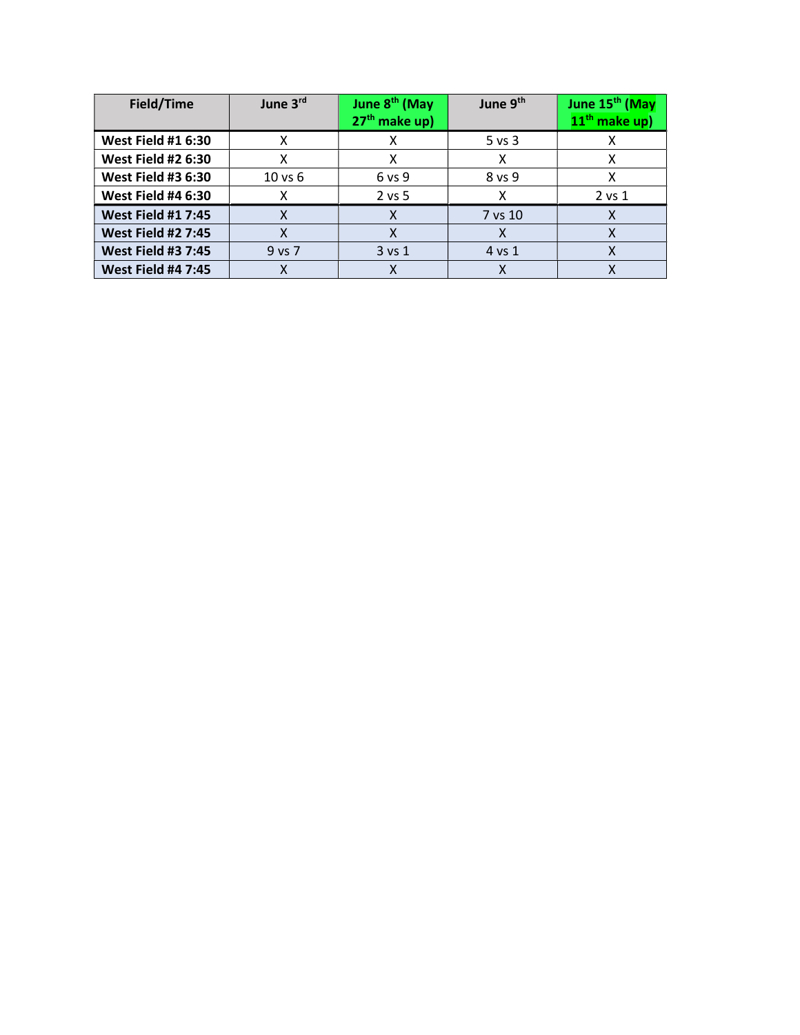| Field/Time | June 3rd | June 8th (May 27th make up) | June 9th | June 15th (May 11th make up) |
|---|---|---|---|---|
| **West Field #1 6:30** | X | X | 5 vs 3 | X |
| **West Field #2 6:30** | X | X | X | X |
| **West Field #3 6:30** | 10 vs 6 | 6 vs 9 | 8 vs 9 | X |
| **West Field #4 6:30** | X | 2 vs 5 | X | 2 vs 1 |
| **West Field #1 7:45** | X | X | 7 vs 10 | X |
| **West Field #2 7:45** | X | X | X | X |
| **West Field #3 7:45** | 9 vs 7 | 3 vs 1 | 4 vs 1 | X |
| **West Field #4 7:45** | X | X | X | X |